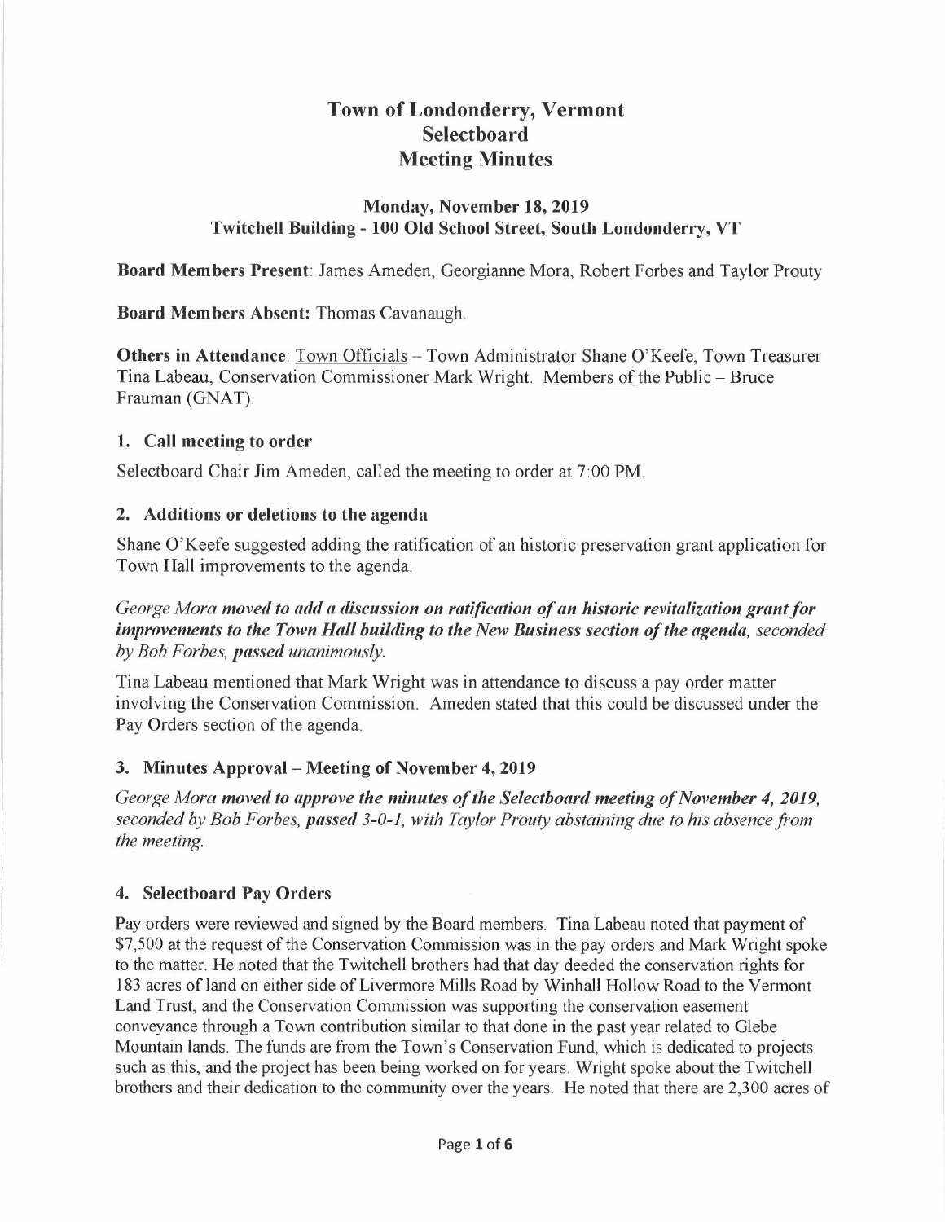# Town of Londonderry, Vermont
# Selectboard
# Meeting Minutes

### Monday, November 18, 2019
### Twitchell Building - 100 Old School Street, South Londonderry, VT

**Board Members Present**: James Ameden, Georgianne Mora, Robert Forbes and Taylor Prouty

**Board Members Absent:** Thomas Cavanaugh.

**Others in Attendance**: Town Officials – Town Administrator Shane O'Keefe, Town Treasurer Tina Labeau, Conservation Commissioner Mark Wright. Members of the Public – Bruce Frauman (GNAT).

## 1. Call meeting to order

Selectboard Chair Jim Ameden, called the meeting to order at 7:00 PM.

## 2. Additions or deletions to the agenda

Shane O'Keefe suggested adding the ratification of an historic preservation grant application for Town Hall improvements to the agenda.

*George Mora **moved to add a discussion on ratification of an historic revitalization grant for improvements to the Town Hall building to the New Business section of the agenda**, seconded by Bob Forbes, **passed** unanimously.*

Tina Labeau mentioned that Mark Wright was in attendance to discuss a pay order matter involving the Conservation Commission. Ameden stated that this could be discussed under the Pay Orders section of the agenda.

## 3. Minutes Approval – Meeting of November 4, 2019

*George Mora **moved to approve the minutes of the Selectboard meeting of November 4, 2019**, seconded by Bob Forbes, **passed** 3-0-1, with Taylor Prouty abstaining due to his absence from the meeting.*

## 4. Selectboard Pay Orders

Pay orders were reviewed and signed by the Board members. Tina Labeau noted that payment of $7,500 at the request of the Conservation Commission was in the pay orders and Mark Wright spoke to the matter. He noted that the Twitchell brothers had that day deeded the conservation rights for 183 acres of land on either side of Livermore Mills Road by Winhall Hollow Road to the Vermont Land Trust, and the Conservation Commission was supporting the conservation easement conveyance through a Town contribution similar to that done in the past year related to Glebe Mountain lands. The funds are from the Town's Conservation Fund, which is dedicated to projects such as this, and the project has been being worked on for years. Wright spoke about the Twitchell brothers and their dedication to the community over the years. He noted that there are 2,300 acres of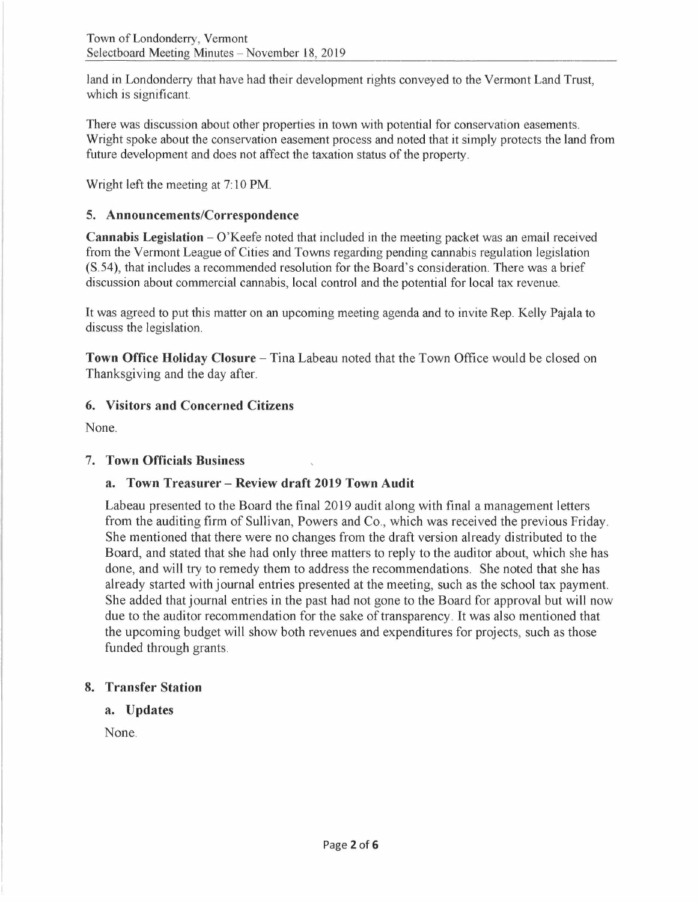land in Londonderry that have had their development rights conveyed to the Vermont Land Trust, which is significant.

There was discussion about other properties in town with potential for conservation easements. Wright spoke about the conservation easement process and noted that it simply protects the land from future development and does not affect the taxation status of the property.

Wright left the meeting at 7:10 PM.

### 5. Announcements/Correspondence

**Cannabis Legislation** – O'Keefe noted that included in the meeting packet was an email received from the Vermont League of Cities and Towns regarding pending cannabis regulation legislation (S.54), that includes a recommended resolution for the Board's consideration. There was a brief discussion about commercial cannabis, local control and the potential for local tax revenue.

It was agreed to put this matter on an upcoming meeting agenda and to invite Rep. Kelly Pajala to discuss the legislation.

**Town Office Holiday Closure** – Tina Labeau noted that the Town Office would be closed on Thanksgiving and the day after.

### 6. Visitors and Concerned Citizens

None.

### 7. Town Officials Business

#### a. Town Treasurer – Review draft 2019 Town Audit

Labeau presented to the Board the final 2019 audit along with final a management letters from the auditing firm of Sullivan, Powers and Co., which was received the previous Friday. She mentioned that there were no changes from the draft version already distributed to the Board, and stated that she had only three matters to reply to the auditor about, which she has done, and will try to remedy them to address the recommendations. She noted that she has already started with journal entries presented at the meeting, such as the school tax payment. She added that journal entries in the past had not gone to the Board for approval but will now due to the auditor recommendation for the sake of transparency. It was also mentioned that the upcoming budget will show both revenues and expenditures for projects, such as those funded through grants.

### 8. Transfer Station

#### a. Updates

None.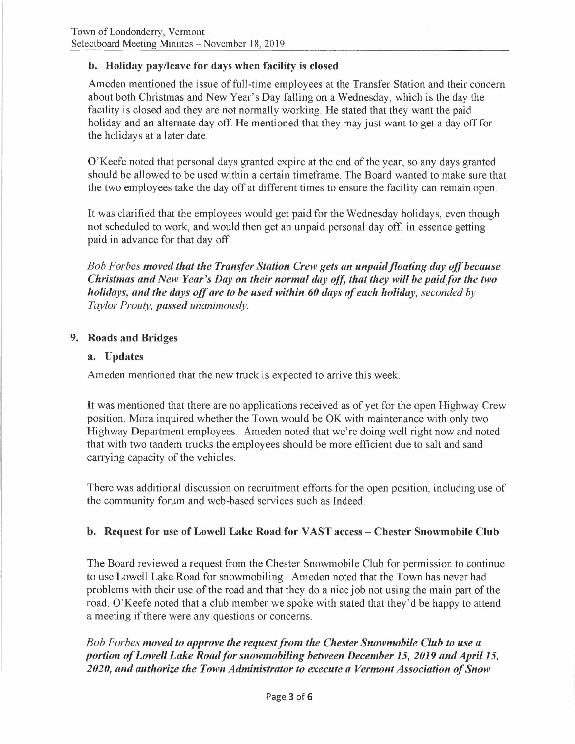**b. Holiday pay/leave for days when facility is closed**

Ameden mentioned the issue of full-time employees at the Transfer Station and their concern about both Christmas and New Year's Day falling on a Wednesday, which is the day the facility is closed and they are not normally working. He stated that they want the paid holiday and an alternate day off. He mentioned that they may just want to get a day off for the holidays at a later date.

O'Keefe noted that personal days granted expire at the end of the year, so any days granted should be allowed to be used within a certain timeframe. The Board wanted to make sure that the two employees take the day off at different times to ensure the facility can remain open.

It was clarified that the employees would get paid for the Wednesday holidays, even though not scheduled to work, and would then get an unpaid personal day off; in essence getting paid in advance for that day off.

*Bob Forbes* ***moved that the Transfer Station Crew gets an unpaid floating day off because Christmas and New Year's Day on their normal day off, that they will be paid for the two holidays, and the days off are to be used within 60 days of each holiday****, seconded by Taylor Prouty,* ***passed*** *unanimously.*

## 9. Roads and Bridges

**a. Updates**

Ameden mentioned that the new truck is expected to arrive this week.

It was mentioned that there are no applications received as of yet for the open Highway Crew position. Mora inquired whether the Town would be OK with maintenance with only two Highway Department employees. Ameden noted that we're doing well right now and noted that with two tandem trucks the employees should be more efficient due to salt and sand carrying capacity of the vehicles.

There was additional discussion on recruitment efforts for the open position, including use of the community forum and web-based services such as Indeed.

**b. Request for use of Lowell Lake Road for VAST access – Chester Snowmobile Club**

The Board reviewed a request from the Chester Snowmobile Club for permission to continue to use Lowell Lake Road for snowmobiling. Ameden noted that the Town has never had problems with their use of the road and that they do a nice job not using the main part of the road. O'Keefe noted that a club member we spoke with stated that they'd be happy to attend a meeting if there were any questions or concerns.

*Bob Forbes* ***moved to approve the request from the Chester Snowmobile Club to use a portion of Lowell Lake Road for snowmobiling between December 15, 2019 and April 15, 2020, and authorize the Town Administrator to execute a Vermont Association of Snow***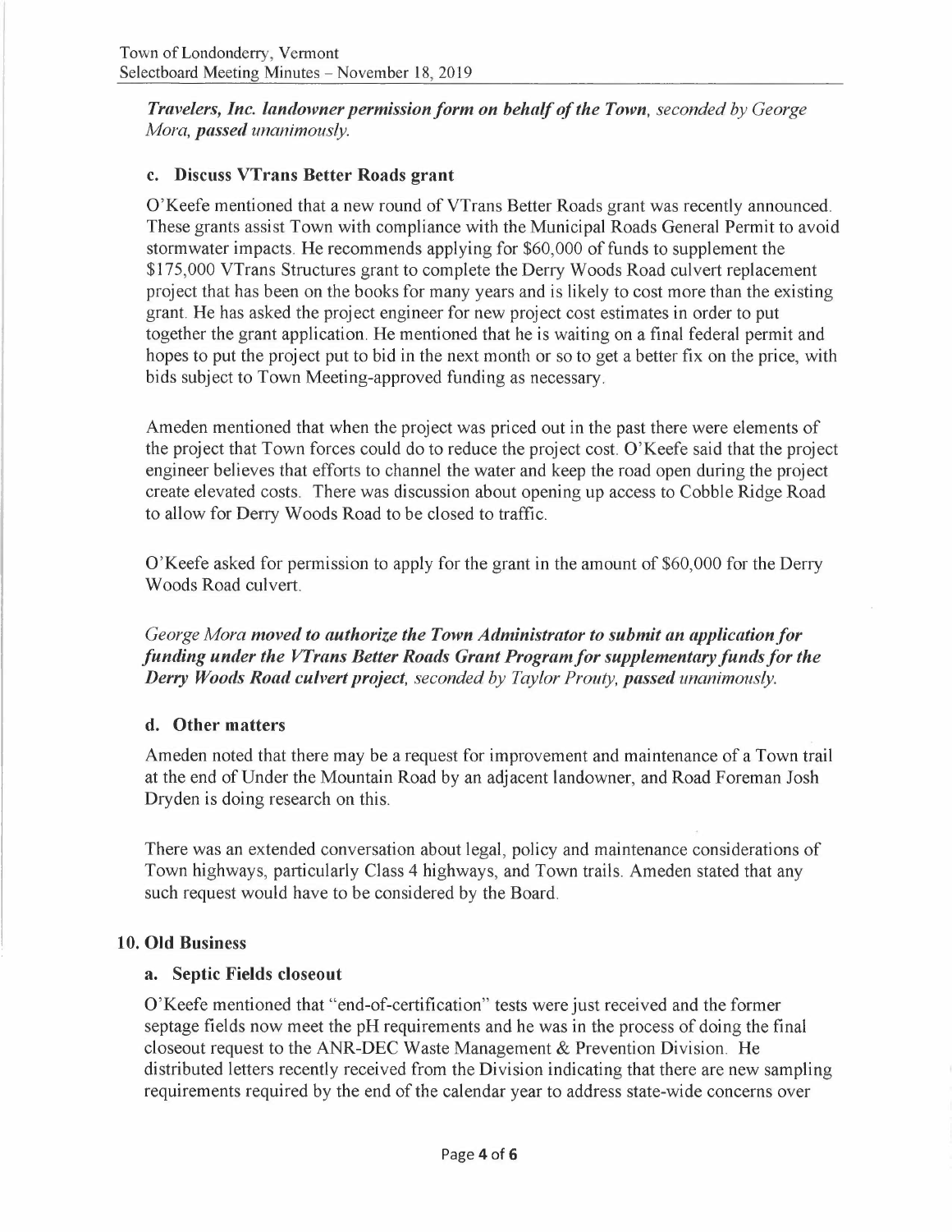*Travelers, Inc.* ***landowner permission form on behalf of the Town****, seconded by George Mora,* ***passed*** *unanimously.*

### c. Discuss VTrans Better Roads grant

O'Keefe mentioned that a new round of VTrans Better Roads grant was recently announced. These grants assist Town with compliance with the Municipal Roads General Permit to avoid stormwater impacts. He recommends applying for $60,000 of funds to supplement the $175,000 VTrans Structures grant to complete the Derry Woods Road culvert replacement project that has been on the books for many years and is likely to cost more than the existing grant. He has asked the project engineer for new project cost estimates in order to put together the grant application. He mentioned that he is waiting on a final federal permit and hopes to put the project put to bid in the next month or so to get a better fix on the price, with bids subject to Town Meeting-approved funding as necessary.

Ameden mentioned that when the project was priced out in the past there were elements of the project that Town forces could do to reduce the project cost. O'Keefe said that the project engineer believes that efforts to channel the water and keep the road open during the project create elevated costs. There was discussion about opening up access to Cobble Ridge Road to allow for Derry Woods Road to be closed to traffic.

O'Keefe asked for permission to apply for the grant in the amount of $60,000 for the Derry Woods Road culvert.

*George Mora* ***moved to authorize the Town Administrator to submit an application for funding under the VTrans Better Roads Grant Program for supplementary funds for the Derry Woods Road culvert project****, seconded by Taylor Prouty,* ***passed*** *unanimously.*

### d. Other matters

Ameden noted that there may be a request for improvement and maintenance of a Town trail at the end of Under the Mountain Road by an adjacent landowner, and Road Foreman Josh Dryden is doing research on this.

There was an extended conversation about legal, policy and maintenance considerations of Town highways, particularly Class 4 highways, and Town trails. Ameden stated that any such request would have to be considered by the Board.

## 10. Old Business

### a. Septic Fields closeout

O'Keefe mentioned that "end-of-certification" tests were just received and the former septage fields now meet the pH requirements and he was in the process of doing the final closeout request to the ANR-DEC Waste Management & Prevention Division. He distributed letters recently received from the Division indicating that there are new sampling requirements required by the end of the calendar year to address state-wide concerns over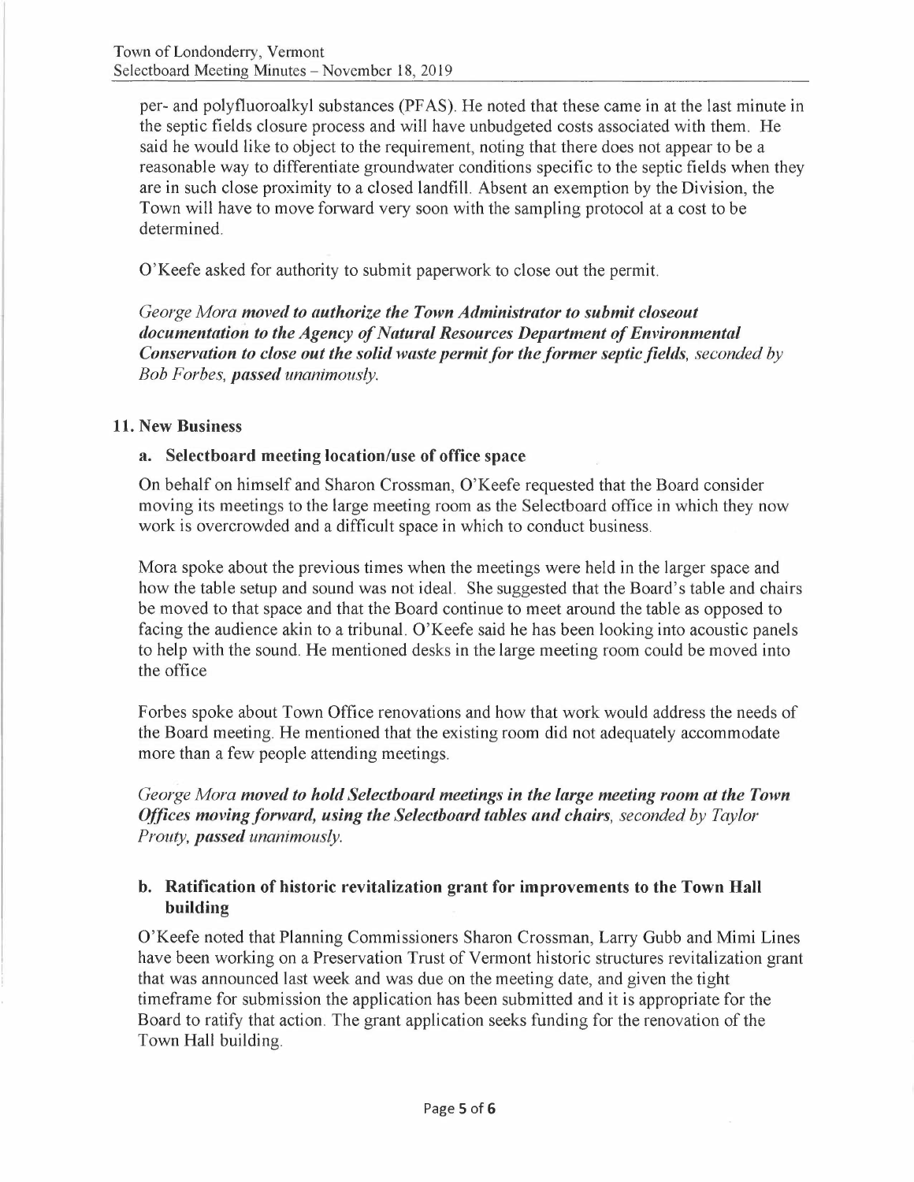per- and polyfluoroalkyl substances (PFAS). He noted that these came in at the last minute in the septic fields closure process and will have unbudgeted costs associated with them. He said he would like to object to the requirement, noting that there does not appear to be a reasonable way to differentiate groundwater conditions specific to the septic fields when they are in such close proximity to a closed landfill. Absent an exemption by the Division, the Town will have to move forward very soon with the sampling protocol at a cost to be determined.

O'Keefe asked for authority to submit paperwork to close out the permit.

*George Mora* ***moved to authorize the Town Administrator to submit closeout documentation to the Agency of Natural Resources Department of Environmental Conservation to close out the solid waste permit for the former septic fields****, seconded by Bob Forbes,* ***passed*** *unanimously.*

## 11. New Business

### a. Selectboard meeting location/use of office space

On behalf on himself and Sharon Crossman, O'Keefe requested that the Board consider moving its meetings to the large meeting room as the Selectboard office in which they now work is overcrowded and a difficult space in which to conduct business.

Mora spoke about the previous times when the meetings were held in the larger space and how the table setup and sound was not ideal. She suggested that the Board's table and chairs be moved to that space and that the Board continue to meet around the table as opposed to facing the audience akin to a tribunal. O'Keefe said he has been looking into acoustic panels to help with the sound. He mentioned desks in the large meeting room could be moved into the office

Forbes spoke about Town Office renovations and how that work would address the needs of the Board meeting. He mentioned that the existing room did not adequately accommodate more than a few people attending meetings.

*George Mora* ***moved to hold Selectboard meetings in the large meeting room at the Town Offices moving forward, using the Selectboard tables and chairs****, seconded by Taylor Prouty,* ***passed*** *unanimously.*

### b. Ratification of historic revitalization grant for improvements to the Town Hall building

O'Keefe noted that Planning Commissioners Sharon Crossman, Larry Gubb and Mimi Lines have been working on a Preservation Trust of Vermont historic structures revitalization grant that was announced last week and was due on the meeting date, and given the tight timeframe for submission the application has been submitted and it is appropriate for the Board to ratify that action. The grant application seeks funding for the renovation of the Town Hall building.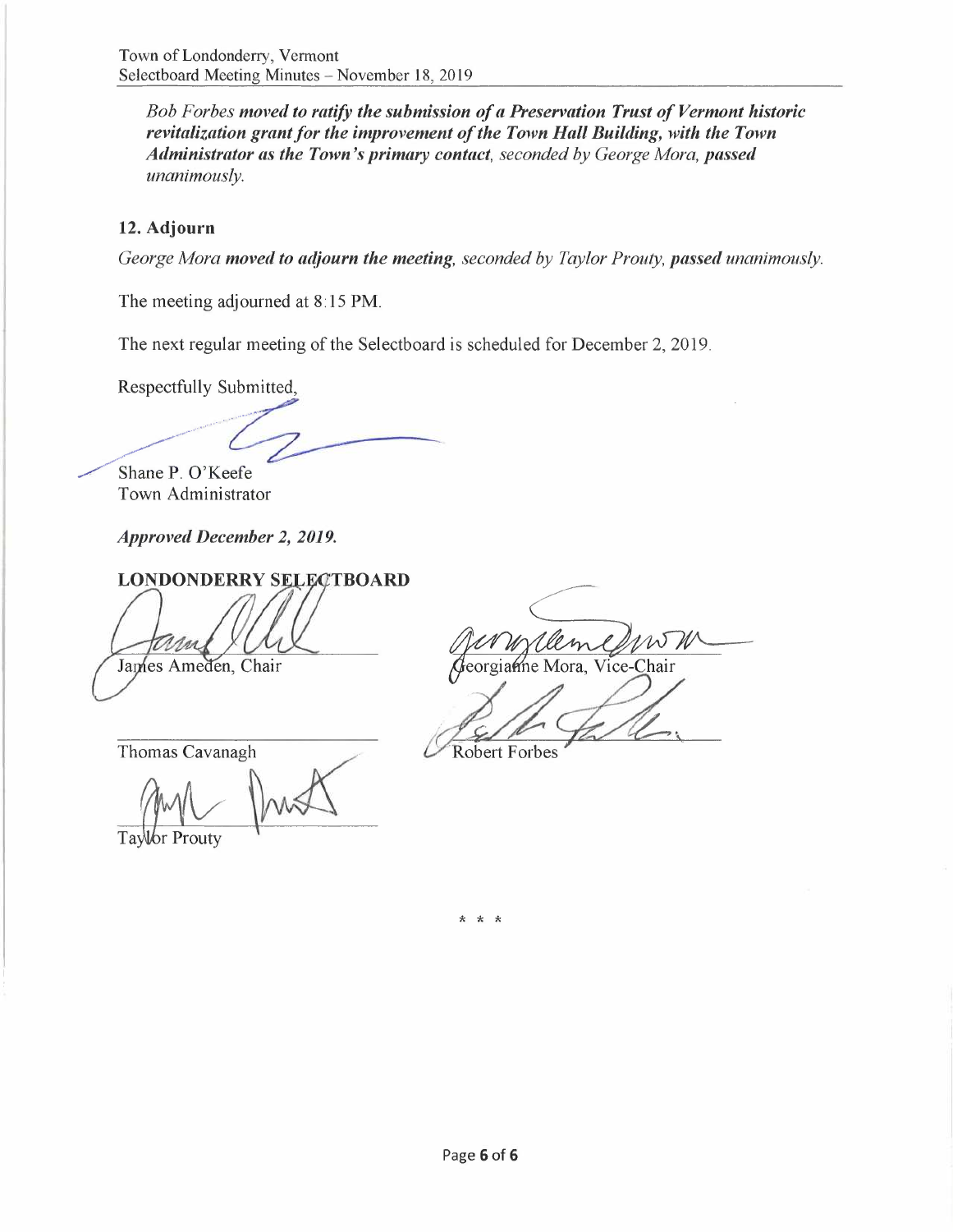*Bob Forbes **moved to ratify the submission of a Preservation Trust of Vermont historic revitalization grant for the improvement of the Town Hall Building, with the Town Administrator as the Town's primary contact**, seconded by George Mora, **passed** unanimously.*

## 12. Adjourn

*George Mora **moved to adjourn the meeting**, seconded by Taylor Prouty, **passed** unanimously.*

The meeting adjourned at 8:15 PM.

The next regular meeting of the Selectboard is scheduled for December 2, 2019.

Respectfully Submitted,

Shane P. O'Keefe
Town Administrator

***Approved December 2, 2019.***

**LONDONDERRY SELECTBOARD**

James Ameden, Chair

Georgianne Mora, Vice-Chair

Thomas Cavanagh

Robert Forbes

Taylor Prouty

\* \* \*